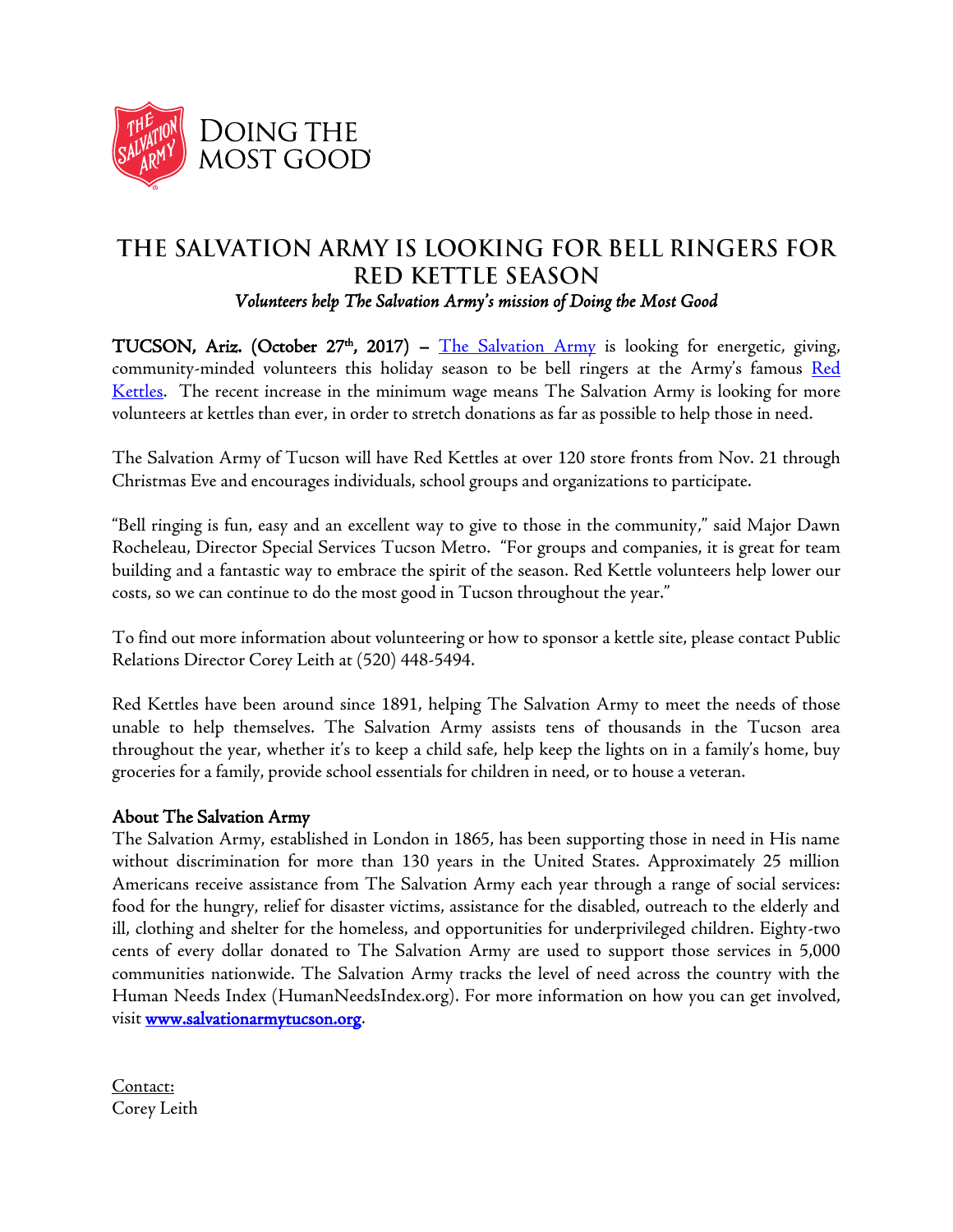DOING THE MOST GOOD

# THE SALVATION ARMY IS LOOKING FOR BELL RINGERS FOR RED KETTLE SEASON

*Volunteers help The Salvation Army's mission of Doing the Most Good*

**TUCSON, Ariz. (October 27th, 2017) –** The Salvation Army is looking for energetic, giving, community-minded volunteers this holiday season to be bell ringers at the Army's famous Red Kettles. The recent increase in the minimum wage means The Salvation Army is looking for more volunteers at kettles than ever, in order to stretch donations as far as possible to help those in need.

The Salvation Army of Tucson will have Red Kettles at over 120 store fronts from Nov. 21 through Christmas Eve and encourages individuals, school groups and organizations to participate.

"Bell ringing is fun, easy and an excellent way to give to those in the community," said Major Dawn Rocheleau, Director Special Services Tucson Metro. "For groups and companies, it is great for team building and a fantastic way to embrace the spirit of the season. Red Kettle volunteers help lower our costs, so we can continue to do the most good in Tucson throughout the year."

To find out more information about volunteering or how to sponsor a kettle site, please contact Public Relations Director Corey Leith at (520) 448-5494.

Red Kettles have been around since 1891, helping The Salvation Army to meet the needs of those unable to help themselves. The Salvation Army assists tens of thousands in the Tucson area throughout the year, whether it's to keep a child safe, help keep the lights on in a family's home, buy groceries for a family, provide school essentials for children in need, or to house a veteran.

**About The Salvation Army**

The Salvation Army, established in London in 1865, has been supporting those in need in His name without discrimination for more than 130 years in the United States. Approximately 25 million Americans receive assistance from The Salvation Army each year through a range of social services: food for the hungry, relief for disaster victims, assistance for the disabled, outreach to the elderly and ill, clothing and shelter for the homeless, and opportunities for underprivileged children. Eighty-two cents of every dollar donated to The Salvation Army are used to support those services in 5,000 communities nationwide. The Salvation Army tracks the level of need across the country with the Human Needs Index (HumanNeedsIndex.org). For more information on how you can get involved, visit **www.salvationarmytucson.org**.

Contact:
Corey Leith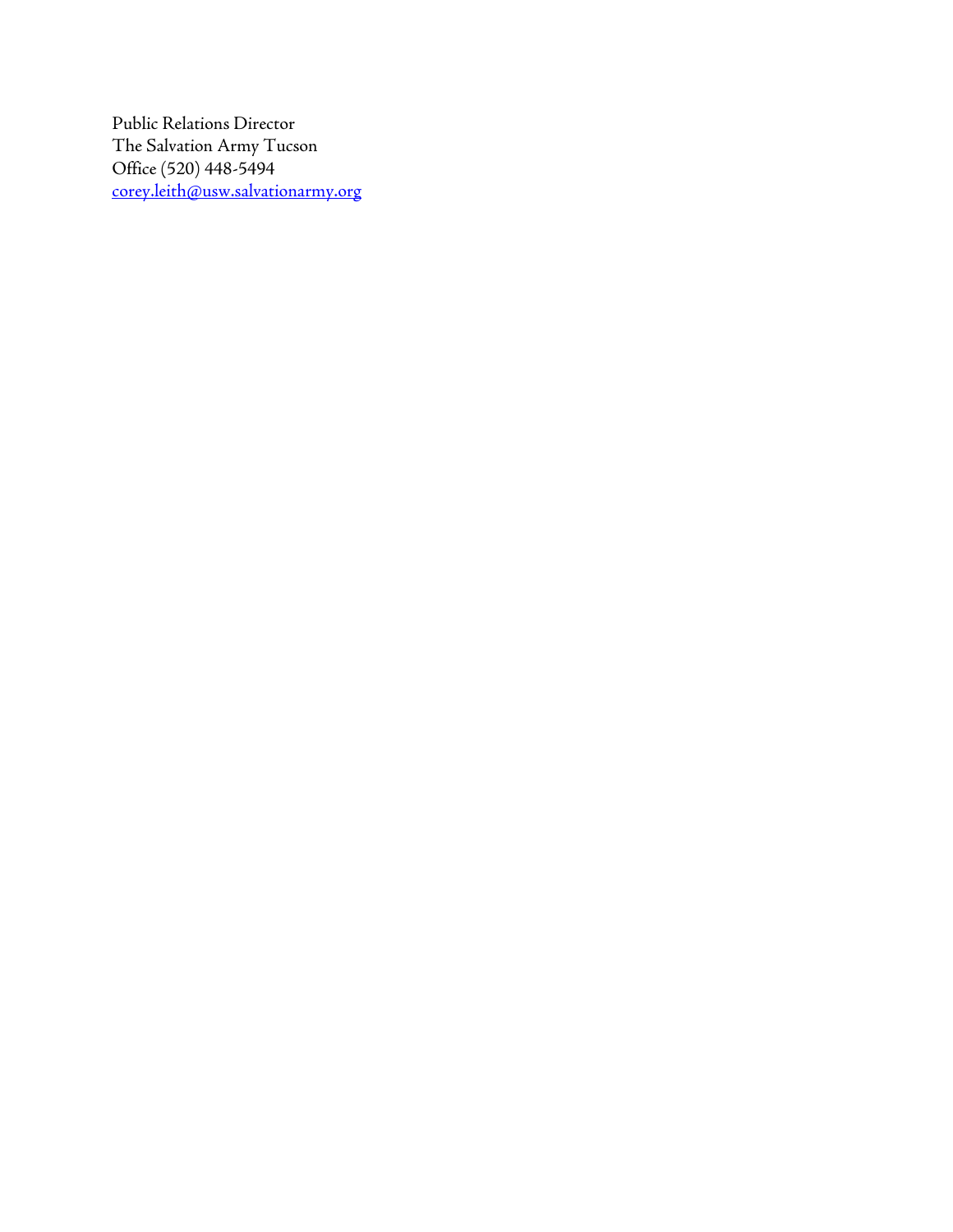Public Relations Director
The Salvation Army Tucson
Office (520) 448-5494
corey.leith@usw.salvationarmy.org